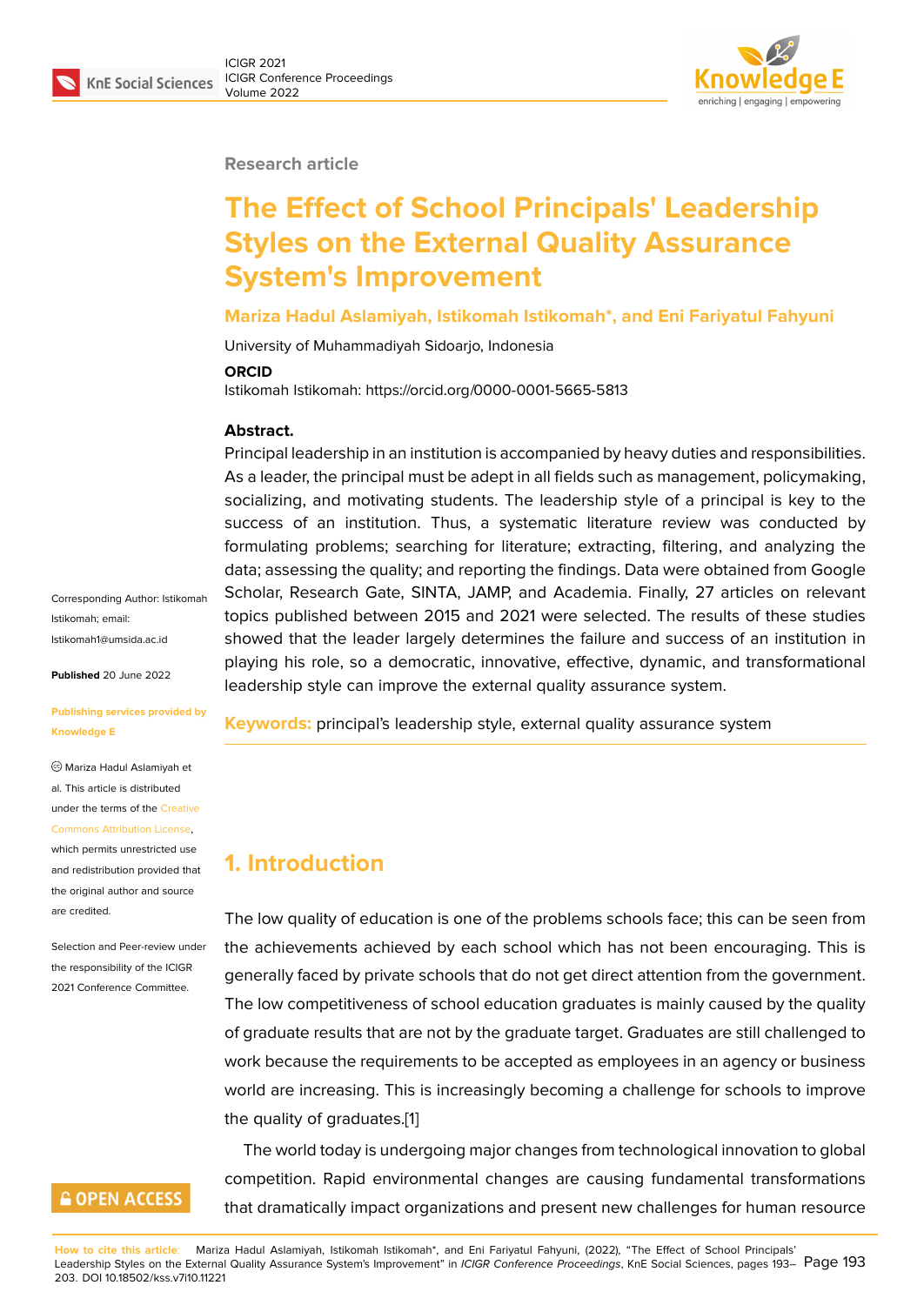Research article

# The Effect of School Principals' Leadership Styles on the External Quality Assurance System's Improvement

**Mariza Hadul Aslamiyah, Istikomah Istikomah*, and Eni Fariyatul Fahyuni**

University of Muhammadiyah Sidoarjo, Indonesia

**ORCID**

Istikomah Istikomah: https://orcid.org/0000-0001-5665-5813

**Abstract.**

Principal leadership in an institution is accompanied by heavy duties and responsibilities. As a leader, the principal must be adept in all fields such as management, policymaking, socializing, and motivating students. The leadership style of a principal is key to the success of an institution. Thus, a systematic literature review was conducted by formulating problems; searching for literature; extracting, filtering, and analyzing the data; assessing the quality; and reporting the findings. Data were obtained from Google Scholar, Research Gate, SINTA, JAMP, and Academia. Finally, 27 articles on relevant topics published between 2015 and 2021 were selected. The results of these studies showed that the leader largely determines the failure and success of an institution in playing his role, so a democratic, innovative, effective, dynamic, and transformational leadership style can improve the external quality assurance system.

**Keywords:** principal's leadership style, external quality assurance system

Corresponding Author: Istikomah Istikomah; email: Istikomah1@umsida.ac.id

**Published** 20 June 2022

**Publishing services provided by Knowledge E**

© Mariza Hadul Aslamiyah et al. This article is distributed under the terms of the Creative Commons Attribution License, which permits unrestricted use and redistribution provided that the original author and source are credited.

Selection and Peer-review under the responsibility of the ICIGR 2021 Conference Committee.

## 1. Introduction

The low quality of education is one of the problems schools face; this can be seen from the achievements achieved by each school which has not been encouraging. This is generally faced by private schools that do not get direct attention from the government. The low competitiveness of school education graduates is mainly caused by the quality of graduate results that are not by the graduate target. Graduates are still challenged to work because the requirements to be accepted as employees in an agency or business world are increasing. This is increasingly becoming a challenge for schools to improve the quality of graduates.[1]

The world today is undergoing major changes from technological innovation to global competition. Rapid environmental changes are causing fundamental transformations that dramatically impact organizations and present new challenges for human resource

**How to cite this article**: Mariza Hadul Aslamiyah, Istikomah Istikomah*, and Eni Fariyatul Fahyuni, (2022), "The Effect of School Principals' Leadership Styles on the External Quality Assurance System's Improvement" in *ICIGR Conference Proceedings*, KnE Social Sciences, pages 193–203. DOI 10.18502/kss.v7i10.11221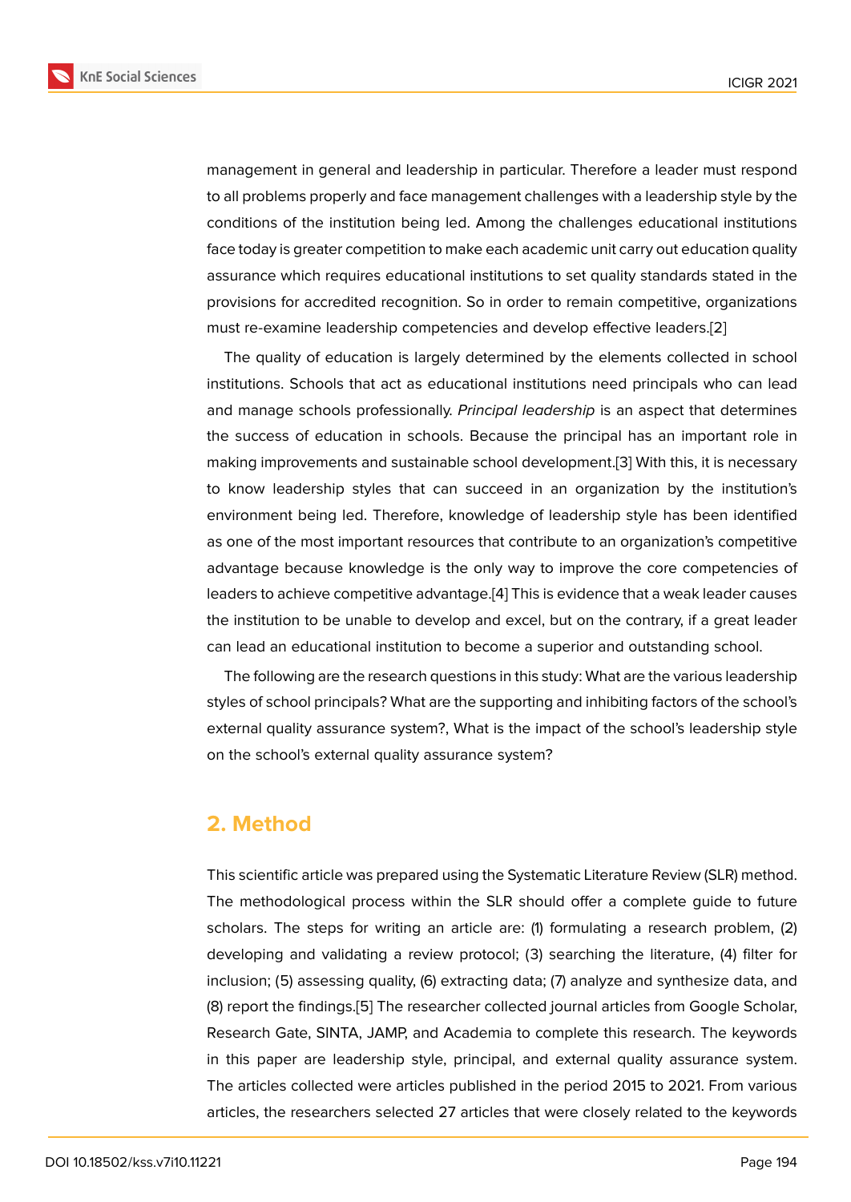management in general and leadership in particular. Therefore a leader must respond to all problems properly and face management challenges with a leadership style by the conditions of the institution being led. Among the challenges educational institutions face today is greater competition to make each academic unit carry out education quality assurance which requires educational institutions to set quality standards stated in the provisions for accredited recognition. So in order to remain competitive, organizations must re-examine leadership competencies and develop effective leaders.[2]

The quality of education is largely determined by the elements collected in school institutions. Schools that act as educational institutions need principals who can lead and manage schools professionally. *Principal leadership* is an aspect that determines the success of education in schools. Because the principal has an important role in making improvements and sustainable school development.[3] With this, it is necessary to know leadership styles that can succeed in an organization by the institution's environment being led. Therefore, knowledge of leadership style has been identified as one of the most important resources that contribute to an organization's competitive advantage because knowledge is the only way to improve the core competencies of leaders to achieve competitive advantage.[4] This is evidence that a weak leader causes the institution to be unable to develop and excel, but on the contrary, if a great leader can lead an educational institution to become a superior and outstanding school.

The following are the research questions in this study: What are the various leadership styles of school principals? What are the supporting and inhibiting factors of the school's external quality assurance system?, What is the impact of the school's leadership style on the school's external quality assurance system?

## 2. Method

This scientific article was prepared using the Systematic Literature Review (SLR) method. The methodological process within the SLR should offer a complete guide to future scholars. The steps for writing an article are: (1) formulating a research problem, (2) developing and validating a review protocol; (3) searching the literature, (4) filter for inclusion; (5) assessing quality, (6) extracting data; (7) analyze and synthesize data, and (8) report the findings.[5] The researcher collected journal articles from Google Scholar, Research Gate, SINTA, JAMP, and Academia to complete this research. The keywords in this paper are leadership style, principal, and external quality assurance system. The articles collected were articles published in the period 2015 to 2021. From various articles, the researchers selected 27 articles that were closely related to the keywords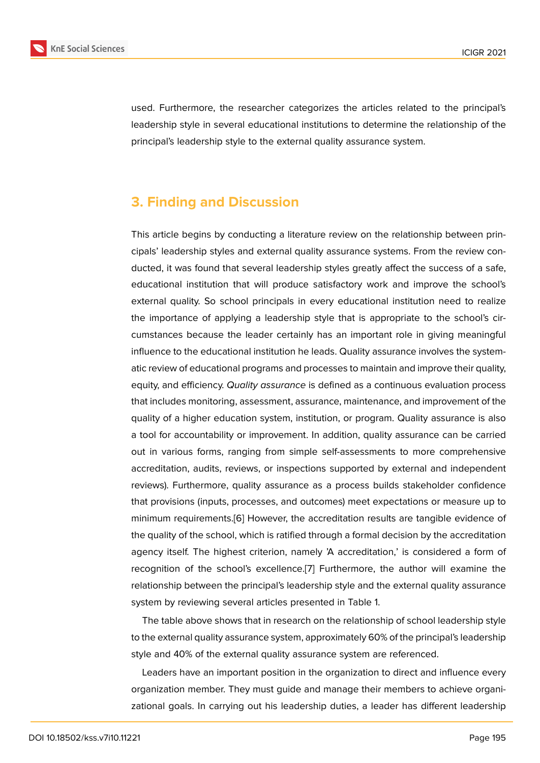used. Furthermore, the researcher categorizes the articles related to the principal's leadership style in several educational institutions to determine the relationship of the principal's leadership style to the external quality assurance system.

## 3. Finding and Discussion

This article begins by conducting a literature review on the relationship between principals' leadership styles and external quality assurance systems. From the review conducted, it was found that several leadership styles greatly affect the success of a safe, educational institution that will produce satisfactory work and improve the school's external quality. So school principals in every educational institution need to realize the importance of applying a leadership style that is appropriate to the school's circumstances because the leader certainly has an important role in giving meaningful influence to the educational institution he leads. Quality assurance involves the systematic review of educational programs and processes to maintain and improve their quality, equity, and efficiency. *Quality assurance* is defined as a continuous evaluation process that includes monitoring, assessment, assurance, maintenance, and improvement of the quality of a higher education system, institution, or program. Quality assurance is also a tool for accountability or improvement. In addition, quality assurance can be carried out in various forms, ranging from simple self-assessments to more comprehensive accreditation, audits, reviews, or inspections supported by external and independent reviews). Furthermore, quality assurance as a process builds stakeholder confidence that provisions (inputs, processes, and outcomes) meet expectations or measure up to minimum requirements.[6] However, the accreditation results are tangible evidence of the quality of the school, which is ratified through a formal decision by the accreditation agency itself. The highest criterion, namely 'A accreditation,' is considered a form of recognition of the school's excellence.[7] Furthermore, the author will examine the relationship between the principal's leadership style and the external quality assurance system by reviewing several articles presented in Table 1.

The table above shows that in research on the relationship of school leadership style to the external quality assurance system, approximately 60% of the principal's leadership style and 40% of the external quality assurance system are referenced.

Leaders have an important position in the organization to direct and influence every organization member. They must guide and manage their members to achieve organizational goals. In carrying out his leadership duties, a leader has different leadership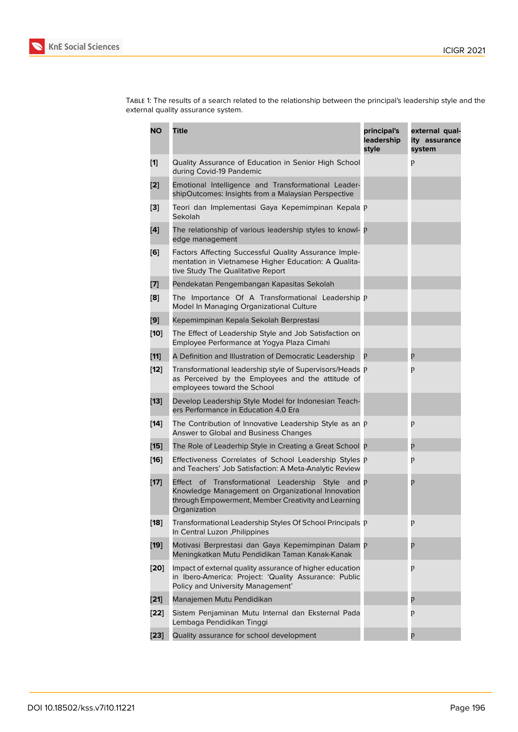Table 1: The results of a search related to the relationship between the principal's leadership style and the external quality assurance system.

| NO | Title | principal's leadership style | external quality assurance system |
|---|---|---|---|
| [1] | Quality Assurance of Education in Senior High School during Covid-19 Pandemic | | p |
| [2] | Emotional Intelligence and Transformational LeadershipOutcomes: Insights from a Malaysian Perspective | | |
| [3] | Teori dan Implementasi Gaya Kepemimpinan Kepala Sekolah | p | |
| [4] | The relationship of various leadership styles to knowledge management | p | |
| [6] | Factors Affecting Successful Quality Assurance Implementation in Vietnamese Higher Education: A Qualitative Study The Qualitative Report | | |
| [7] | Pendekatan Pengembangan Kapasitas Sekolah | | |
| [8] | The Importance Of A Transformational Leadership Model In Managing Organizational Culture | p | |
| [9] | Kepemimpinan Kepala Sekolah Berprestasi | | |
| [10] | The Effect of Leadership Style and Job Satisfaction on Employee Performance at Yogya Plaza Cimahi | | |
| [11] | A Definition and Illustration of Democratic Leadership | p | p |
| [12] | Transformational leadership style of Supervisors/Heads as Perceived by the Employees and the attitude of employees toward the School | p | p |
| [13] | Develop Leadership Style Model for Indonesian Teachers Performance in Education 4.0 Era | | |
| [14] | The Contribution of Innovative Leadership Style as an Answer to Global and Business Changes | p | p |
| [15] | The Role of Leaderhip Style in Creating a Great School | p | p |
| [16] | Effectiveness Correlates of School Leadership Styles and Teachers' Job Satisfaction: A Meta-Analytic Review | p | p |
| [17] | Effect of Transformational Leadership Style and Knowledge Management on Organizational Innovation through Empowerment, Member Creativity and Learning Organization | p | p |
| [18] | Transformational Leadership Styles Of School Principals In Central Luzon ,Philippines | p | p |
| [19] | Motivasi Berprestasi dan Gaya Kepemimpinan Dalam Meningkatkan Mutu Pendidikan Taman Kanak-Kanak | p | p |
| [20] | Impact of external quality assurance of higher education in Ibero-America: Project: 'Quality Assurance: Public Policy and University Management' | | p |
| [21] | Manajemen Mutu Pendidikan | | p |
| [22] | Sistem Penjaminan Mutu Internal dan Eksternal Pada Lembaga Pendidikan Tinggi | | p |
| [23] | Quality assurance for school development | | p |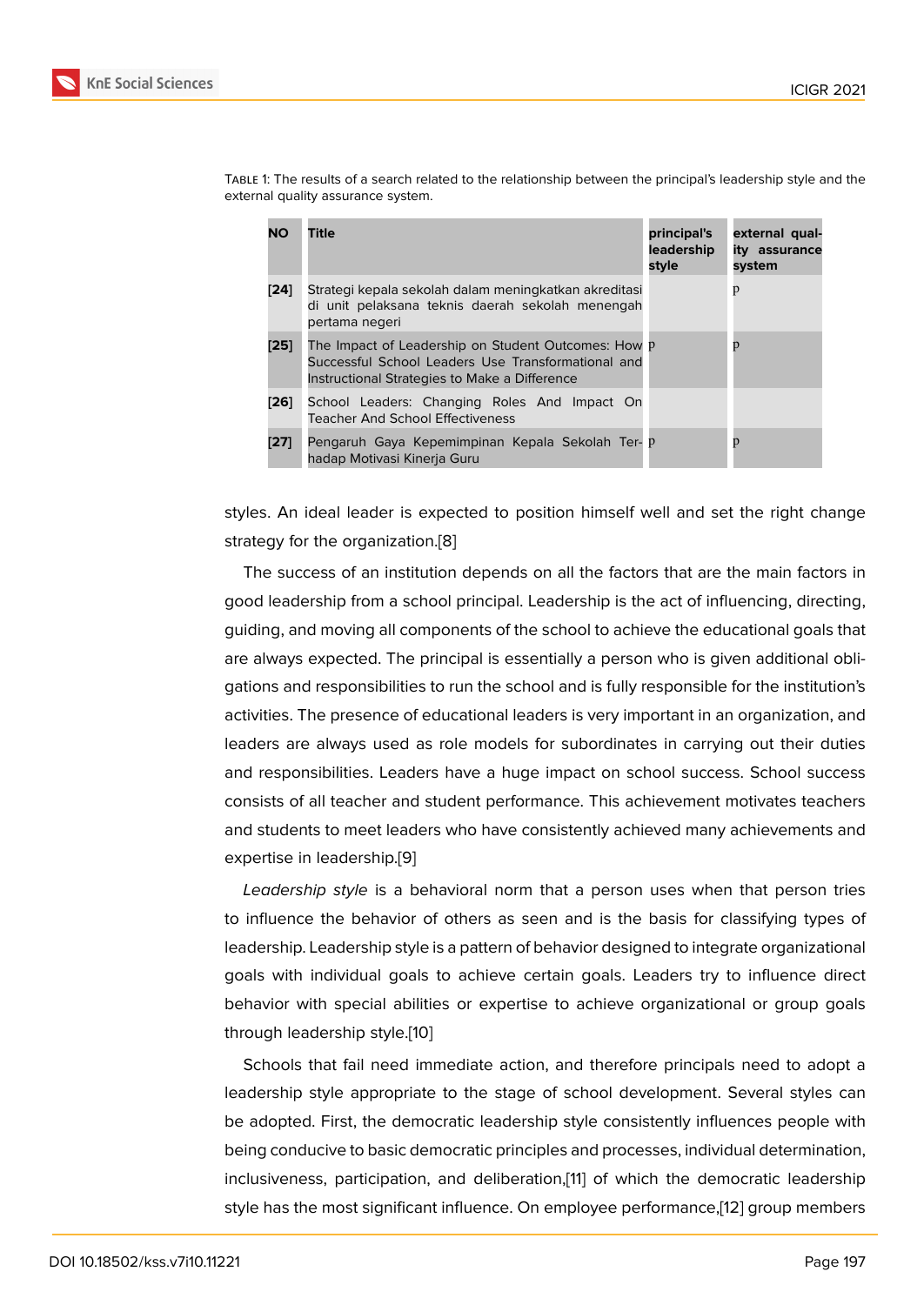Table 1: The results of a search related to the relationship between the principal's leadership style and the external quality assurance system.

| NO | Title | principal's leadership style | external quality assurance system |
|---|---|---|---|
| **[24]** | Strategi kepala sekolah dalam meningkatkan akreditasi di unit pelaksana teknis daerah sekolah menengah pertama negeri | | p |
| **[25]** | The Impact of Leadership on Student Outcomes: How Successful School Leaders Use Transformational and Instructional Strategies to Make a Difference | p | p |
| **[26]** | School Leaders: Changing Roles And Impact On Teacher And School Effectiveness | | |
| **[27]** | Pengaruh Gaya Kepemimpinan Kepala Sekolah Terhadap Motivasi Kinerja Guru | p | p |

styles. An ideal leader is expected to position himself well and set the right change strategy for the organization.[8]

The success of an institution depends on all the factors that are the main factors in good leadership from a school principal. Leadership is the act of influencing, directing, guiding, and moving all components of the school to achieve the educational goals that are always expected. The principal is essentially a person who is given additional obligations and responsibilities to run the school and is fully responsible for the institution's activities. The presence of educational leaders is very important in an organization, and leaders are always used as role models for subordinates in carrying out their duties and responsibilities. Leaders have a huge impact on school success. School success consists of all teacher and student performance. This achievement motivates teachers and students to meet leaders who have consistently achieved many achievements and expertise in leadership.[9]

*Leadership style* is a behavioral norm that a person uses when that person tries to influence the behavior of others as seen and is the basis for classifying types of leadership. Leadership style is a pattern of behavior designed to integrate organizational goals with individual goals to achieve certain goals. Leaders try to influence direct behavior with special abilities or expertise to achieve organizational or group goals through leadership style.[10]

Schools that fail need immediate action, and therefore principals need to adopt a leadership style appropriate to the stage of school development. Several styles can be adopted. First, the democratic leadership style consistently influences people with being conducive to basic democratic principles and processes, individual determination, inclusiveness, participation, and deliberation,[11] of which the democratic leadership style has the most significant influence. On employee performance,[12] group members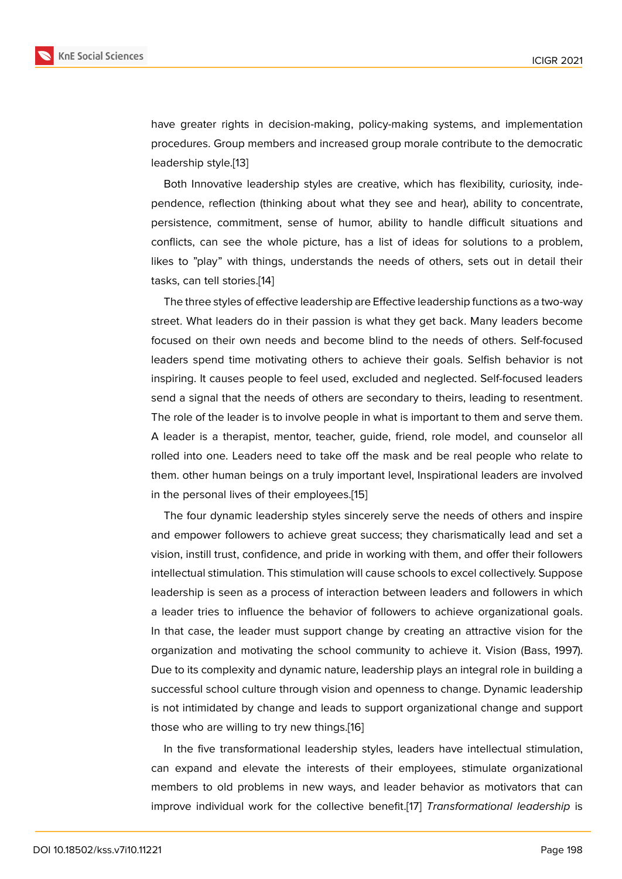have greater rights in decision-making, policy-making systems, and implementation procedures. Group members and increased group morale contribute to the democratic leadership style.[13]

Both Innovative leadership styles are creative, which has flexibility, curiosity, independence, reflection (thinking about what they see and hear), ability to concentrate, persistence, commitment, sense of humor, ability to handle difficult situations and conflicts, can see the whole picture, has a list of ideas for solutions to a problem, likes to "play" with things, understands the needs of others, sets out in detail their tasks, can tell stories.[14]

The three styles of effective leadership are Effective leadership functions as a two-way street. What leaders do in their passion is what they get back. Many leaders become focused on their own needs and become blind to the needs of others. Self-focused leaders spend time motivating others to achieve their goals. Selfish behavior is not inspiring. It causes people to feel used, excluded and neglected. Self-focused leaders send a signal that the needs of others are secondary to theirs, leading to resentment. The role of the leader is to involve people in what is important to them and serve them. A leader is a therapist, mentor, teacher, guide, friend, role model, and counselor all rolled into one. Leaders need to take off the mask and be real people who relate to them. other human beings on a truly important level, Inspirational leaders are involved in the personal lives of their employees.[15]

The four dynamic leadership styles sincerely serve the needs of others and inspire and empower followers to achieve great success; they charismatically lead and set a vision, instill trust, confidence, and pride in working with them, and offer their followers intellectual stimulation. This stimulation will cause schools to excel collectively. Suppose leadership is seen as a process of interaction between leaders and followers in which a leader tries to influence the behavior of followers to achieve organizational goals. In that case, the leader must support change by creating an attractive vision for the organization and motivating the school community to achieve it. Vision (Bass, 1997). Due to its complexity and dynamic nature, leadership plays an integral role in building a successful school culture through vision and openness to change. Dynamic leadership is not intimidated by change and leads to support organizational change and support those who are willing to try new things.[16]

In the five transformational leadership styles, leaders have intellectual stimulation, can expand and elevate the interests of their employees, stimulate organizational members to old problems in new ways, and leader behavior as motivators that can improve individual work for the collective benefit.[17] *Transformational leadership* is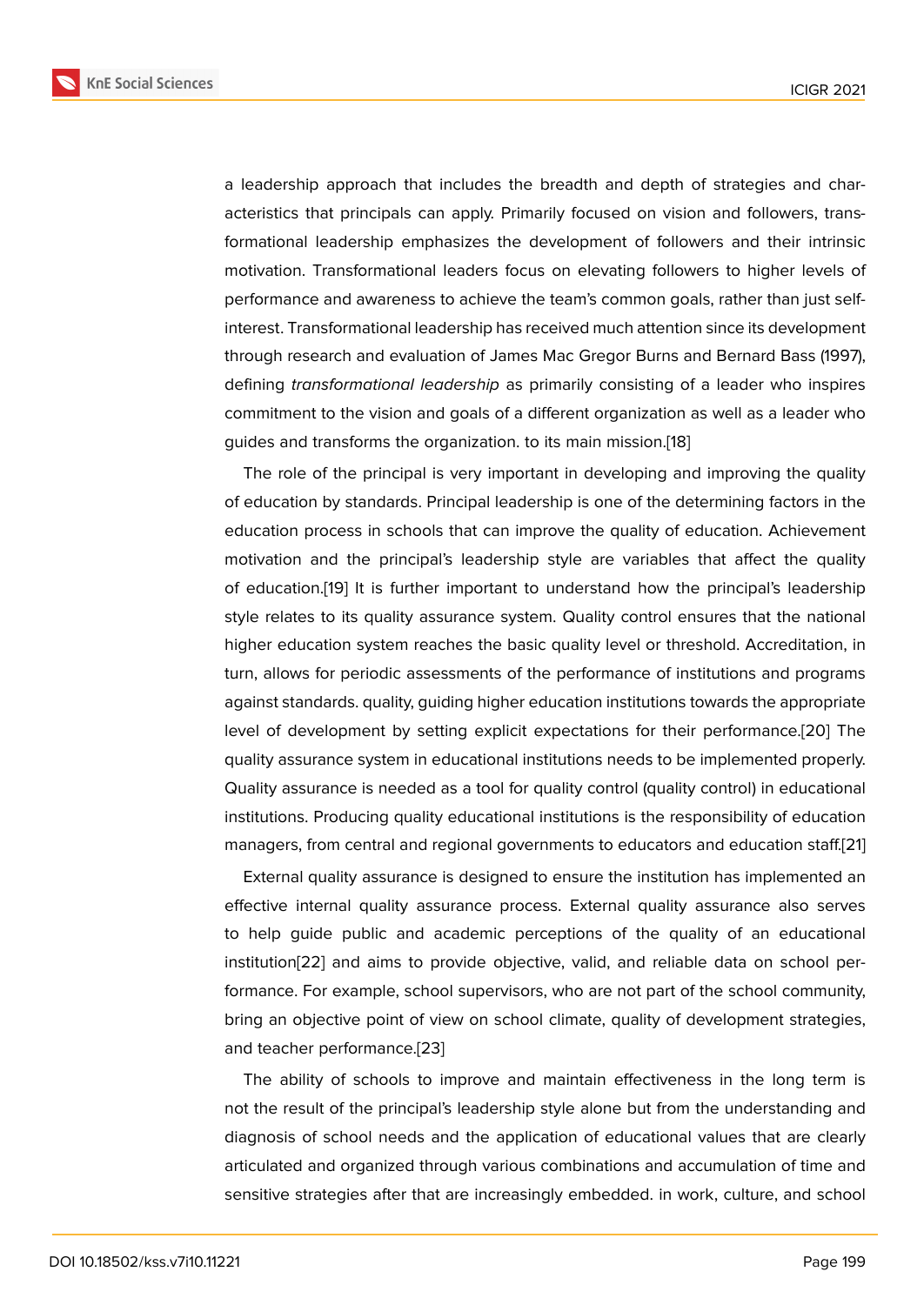a leadership approach that includes the breadth and depth of strategies and characteristics that principals can apply. Primarily focused on vision and followers, transformational leadership emphasizes the development of followers and their intrinsic motivation. Transformational leaders focus on elevating followers to higher levels of performance and awareness to achieve the team's common goals, rather than just self-interest. Transformational leadership has received much attention since its development through research and evaluation of James Mac Gregor Burns and Bernard Bass (1997), defining *transformational leadership* as primarily consisting of a leader who inspires commitment to the vision and goals of a different organization as well as a leader who guides and transforms the organization. to its main mission.[18]

The role of the principal is very important in developing and improving the quality of education by standards. Principal leadership is one of the determining factors in the education process in schools that can improve the quality of education. Achievement motivation and the principal's leadership style are variables that affect the quality of education.[19] It is further important to understand how the principal's leadership style relates to its quality assurance system. Quality control ensures that the national higher education system reaches the basic quality level or threshold. Accreditation, in turn, allows for periodic assessments of the performance of institutions and programs against standards. quality, guiding higher education institutions towards the appropriate level of development by setting explicit expectations for their performance.[20] The quality assurance system in educational institutions needs to be implemented properly. Quality assurance is needed as a tool for quality control (quality control) in educational institutions. Producing quality educational institutions is the responsibility of education managers, from central and regional governments to educators and education staff.[21]

External quality assurance is designed to ensure the institution has implemented an effective internal quality assurance process. External quality assurance also serves to help guide public and academic perceptions of the quality of an educational institution[22] and aims to provide objective, valid, and reliable data on school performance. For example, school supervisors, who are not part of the school community, bring an objective point of view on school climate, quality of development strategies, and teacher performance.[23]

The ability of schools to improve and maintain effectiveness in the long term is not the result of the principal's leadership style alone but from the understanding and diagnosis of school needs and the application of educational values that are clearly articulated and organized through various combinations and accumulation of time and sensitive strategies after that are increasingly embedded. in work, culture, and school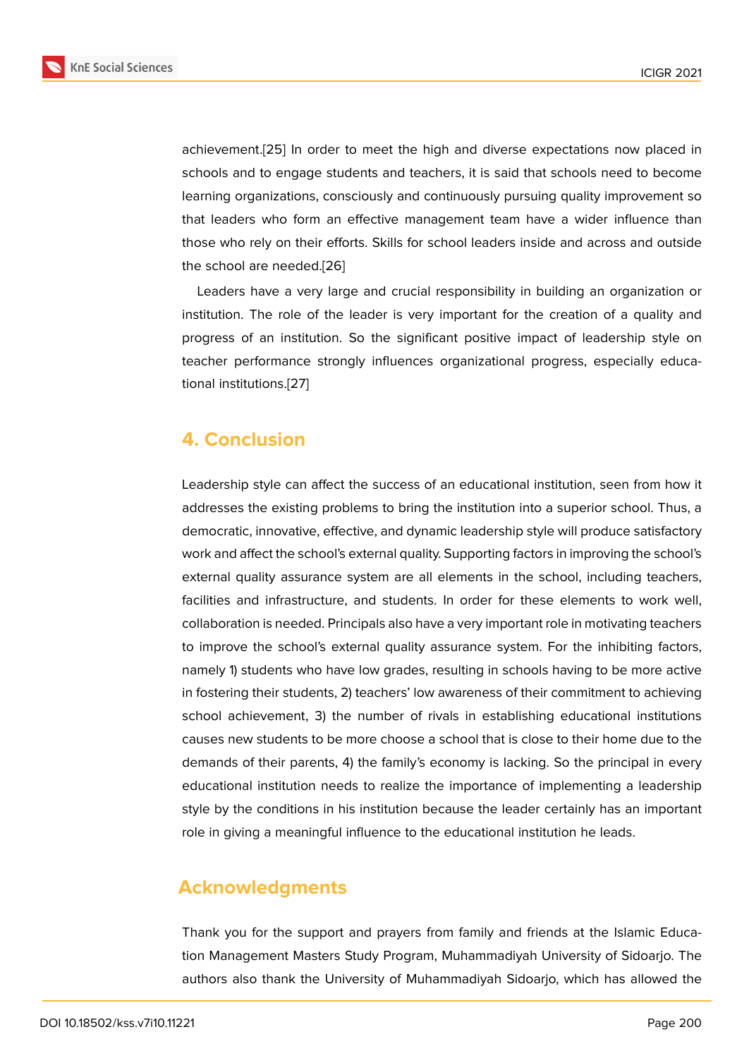achievement.[25] In order to meet the high and diverse expectations now placed in schools and to engage students and teachers, it is said that schools need to become learning organizations, consciously and continuously pursuing quality improvement so that leaders who form an effective management team have a wider influence than those who rely on their efforts. Skills for school leaders inside and across and outside the school are needed.[26]

Leaders have a very large and crucial responsibility in building an organization or institution. The role of the leader is very important for the creation of a quality and progress of an institution. So the significant positive impact of leadership style on teacher performance strongly influences organizational progress, especially educational institutions.[27]

## 4. Conclusion

Leadership style can affect the success of an educational institution, seen from how it addresses the existing problems to bring the institution into a superior school. Thus, a democratic, innovative, effective, and dynamic leadership style will produce satisfactory work and affect the school's external quality. Supporting factors in improving the school's external quality assurance system are all elements in the school, including teachers, facilities and infrastructure, and students. In order for these elements to work well, collaboration is needed. Principals also have a very important role in motivating teachers to improve the school's external quality assurance system. For the inhibiting factors, namely 1) students who have low grades, resulting in schools having to be more active in fostering their students, 2) teachers' low awareness of their commitment to achieving school achievement, 3) the number of rivals in establishing educational institutions causes new students to be more choose a school that is close to their home due to the demands of their parents, 4) the family's economy is lacking. So the principal in every educational institution needs to realize the importance of implementing a leadership style by the conditions in his institution because the leader certainly has an important role in giving a meaningful influence to the educational institution he leads.

## Acknowledgments

Thank you for the support and prayers from family and friends at the Islamic Education Management Masters Study Program, Muhammadiyah University of Sidoarjo. The authors also thank the University of Muhammadiyah Sidoarjo, which has allowed the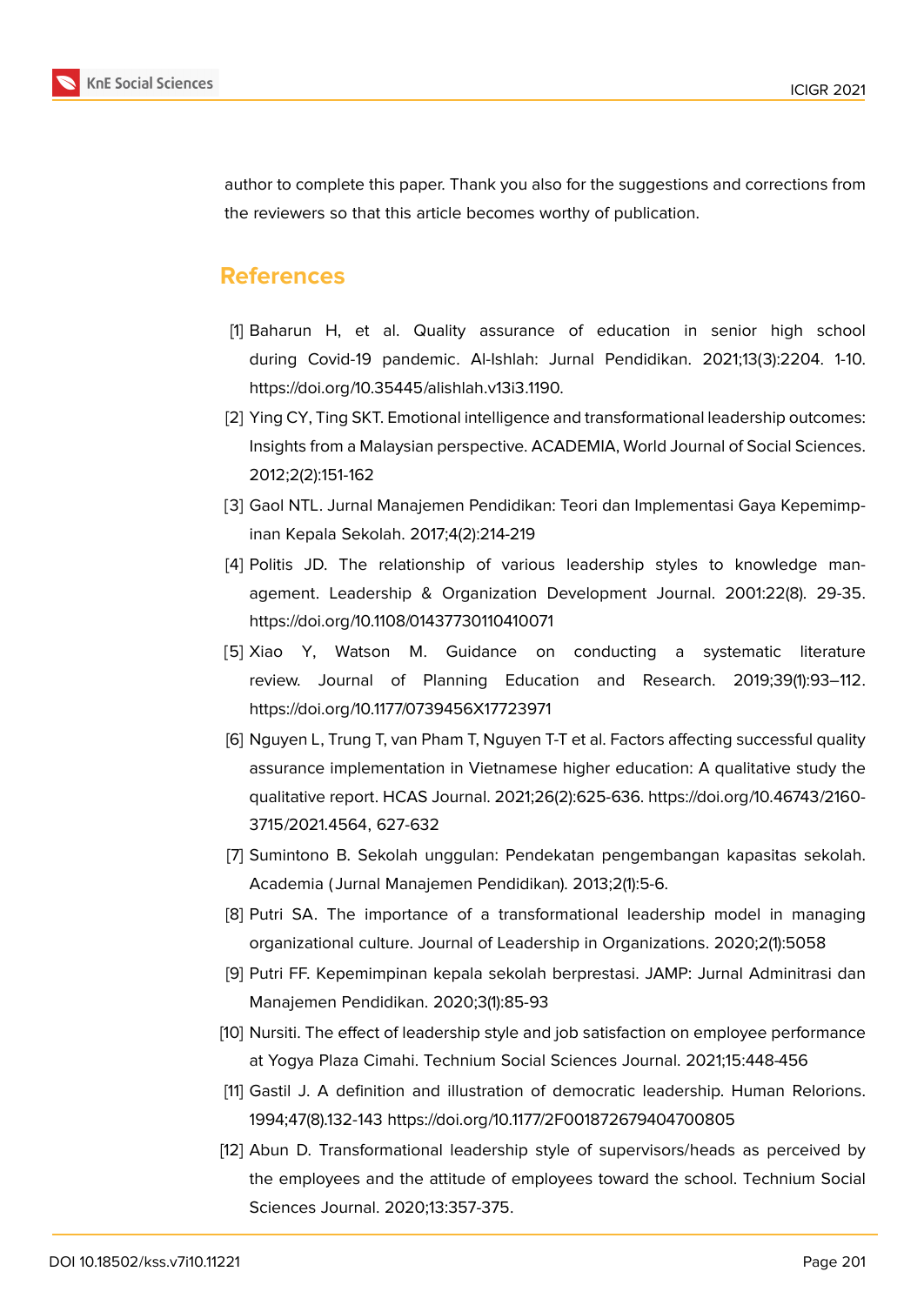author to complete this paper. Thank you also for the suggestions and corrections from the reviewers so that this article becomes worthy of publication.

## References

[1] Baharun H, et al. Quality assurance of education in senior high school during Covid-19 pandemic. Al-Ishlah: Jurnal Pendidikan. 2021;13(3):2204. 1-10. https://doi.org/10.35445/alishlah.v13i3.1190.

[2] Ying CY, Ting SKT. Emotional intelligence and transformational leadership outcomes: Insights from a Malaysian perspective. ACADEMIA, World Journal of Social Sciences. 2012;2(2):151-162

[3] Gaol NTL. Jurnal Manajemen Pendidikan: Teori dan Implementasi Gaya Kepemimpinan Kepala Sekolah. 2017;4(2):214-219

[4] Politis JD. The relationship of various leadership styles to knowledge management. Leadership & Organization Development Journal. 2001:22(8). 29-35. https://doi.org/10.1108/01437730110410071

[5] Xiao Y, Watson M. Guidance on conducting a systematic literature review. Journal of Planning Education and Research. 2019;39(1):93–112. https://doi.org/10.1177/0739456X17723971

[6] Nguyen L, Trung T, van Pham T, Nguyen T-T et al. Factors affecting successful quality assurance implementation in Vietnamese higher education: A qualitative study the qualitative report. HCAS Journal. 2021;26(2):625-636. https://doi.org/10.46743/2160-3715/2021.4564, 627-632

[7] Sumintono B. Sekolah unggulan: Pendekatan pengembangan kapasitas sekolah. Academia (Jurnal Manajemen Pendidikan). 2013;2(1):5-6.

[8] Putri SA. The importance of a transformational leadership model in managing organizational culture. Journal of Leadership in Organizations. 2020;2(1):5058

[9] Putri FF. Kepemimpinan kepala sekolah berprestasi. JAMP: Jurnal Adminitrasi dan Manajemen Pendidikan. 2020;3(1):85-93

[10] Nursiti. The effect of leadership style and job satisfaction on employee performance at Yogya Plaza Cimahi. Technium Social Sciences Journal. 2021;15:448-456

[11] Gastil J. A definition and illustration of democratic leadership. Human Relorions. 1994;47(8).132-143 https://doi.org/10.1177/2F001872679404700805

[12] Abun D. Transformational leadership style of supervisors/heads as perceived by the employees and the attitude of employees toward the school. Technium Social Sciences Journal. 2020;13:357-375.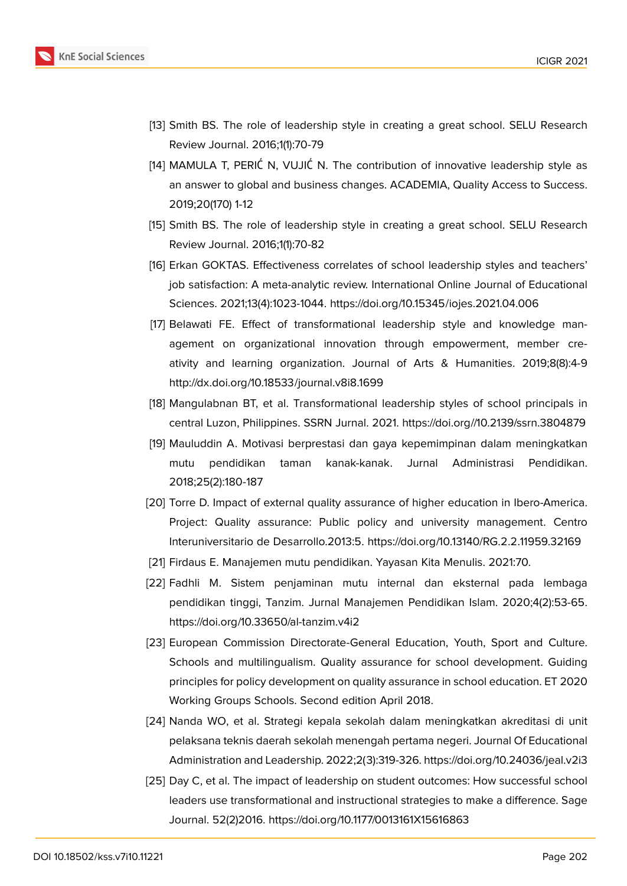[13] Smith BS. The role of leadership style in creating a great school. SELU Research Review Journal. 2016;1(1):70-79

[14] MAMULA T, PERIĆ N, VUJIĆ N. The contribution of innovative leadership style as an answer to global and business changes. ACADEMIA, Quality Access to Success. 2019;20(170) 1-12

[15] Smith BS. The role of leadership style in creating a great school. SELU Research Review Journal. 2016;1(1):70-82

[16] Erkan GOKTAS. Effectiveness correlates of school leadership styles and teachers' job satisfaction: A meta-analytic review. International Online Journal of Educational Sciences. 2021;13(4):1023-1044. https://doi.org/10.15345/iojes.2021.04.006

[17] Belawati FE. Effect of transformational leadership style and knowledge management on organizational innovation through empowerment, member creativity and learning organization. Journal of Arts & Humanities. 2019;8(8):4-9 http://dx.doi.org/10.18533/journal.v8i8.1699

[18] Mangulabnan BT, et al. Transformational leadership styles of school principals in central Luzon, Philippines. SSRN Jurnal. 2021. https://doi.org//10.2139/ssrn.3804879

[19] Mauluddin A. Motivasi berprestasi dan gaya kepemimpinan dalam meningkatkan mutu pendidikan taman kanak-kanak. Jurnal Administrasi Pendidikan. 2018;25(2):180-187

[20] Torre D. Impact of external quality assurance of higher education in Ibero-America. Project: Quality assurance: Public policy and university management. Centro Interuniversitario de Desarrollo.2013:5. https://doi.org/10.13140/RG.2.2.11959.32169

[21] Firdaus E. Manajemen mutu pendidikan. Yayasan Kita Menulis. 2021:70.

[22] Fadhli M. Sistem penjaminan mutu internal dan eksternal pada lembaga pendidikan tinggi, Tanzim. Jurnal Manajemen Pendidikan Islam. 2020;4(2):53-65. https://doi.org/10.33650/al-tanzim.v4i2

[23] European Commission Directorate-General Education, Youth, Sport and Culture. Schools and multilingualism. Quality assurance for school development. Guiding principles for policy development on quality assurance in school education. ET 2020 Working Groups Schools. Second edition April 2018.

[24] Nanda WO, et al. Strategi kepala sekolah dalam meningkatkan akreditasi di unit pelaksana teknis daerah sekolah menengah pertama negeri. Journal Of Educational Administration and Leadership. 2022;2(3):319-326. https://doi.org/10.24036/jeal.v2i3

[25] Day C, et al. The impact of leadership on student outcomes: How successful school leaders use transformational and instructional strategies to make a difference. Sage Journal. 52(2)2016. https://doi.org/10.1177/0013161X15616863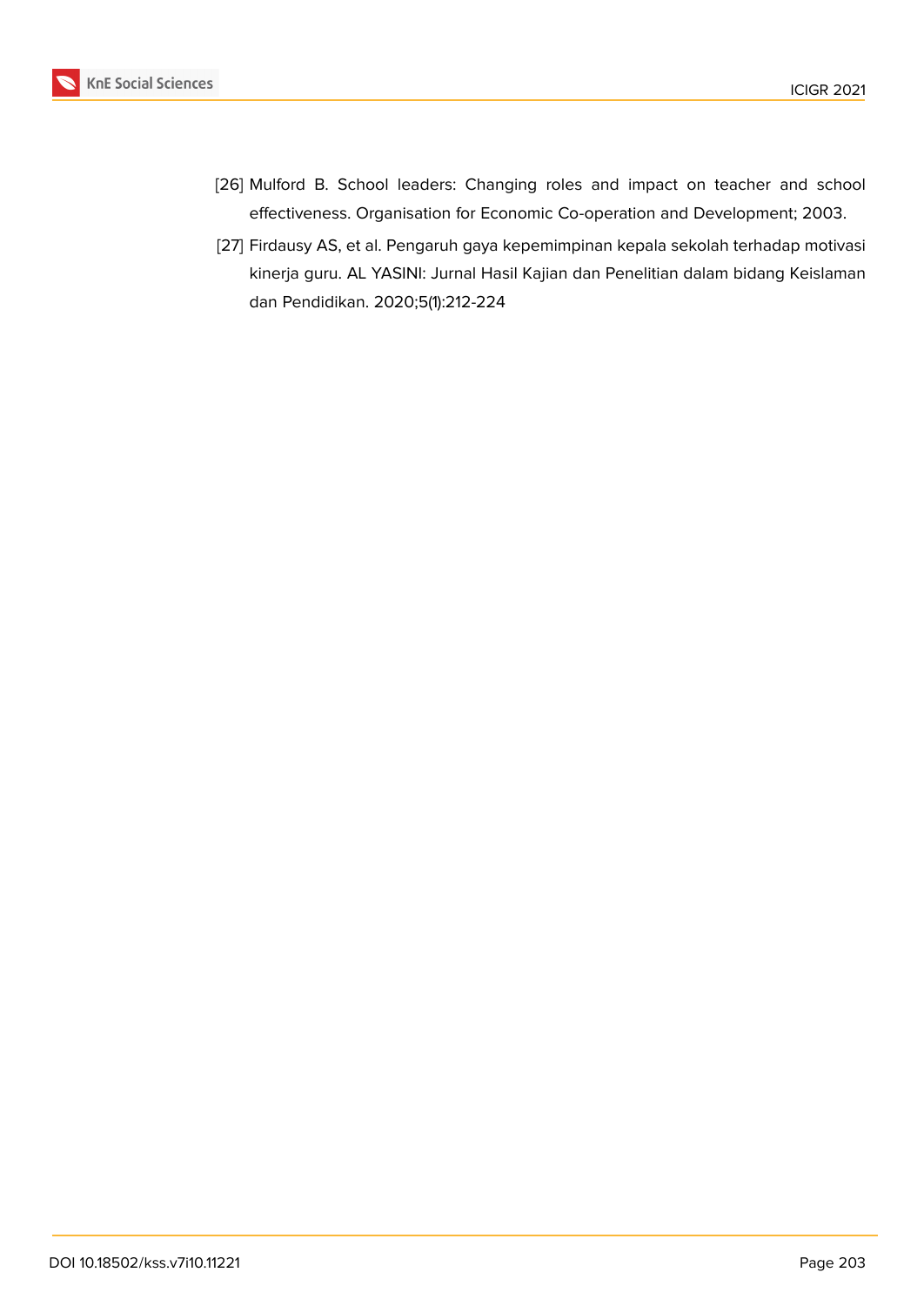[26] Mulford B. School leaders: Changing roles and impact on teacher and school effectiveness. Organisation for Economic Co-operation and Development; 2003.

[27] Firdausy AS, et al. Pengaruh gaya kepemimpinan kepala sekolah terhadap motivasi kinerja guru. AL YASINI: Jurnal Hasil Kajian dan Penelitian dalam bidang Keislaman dan Pendidikan. 2020;5(1):212-224